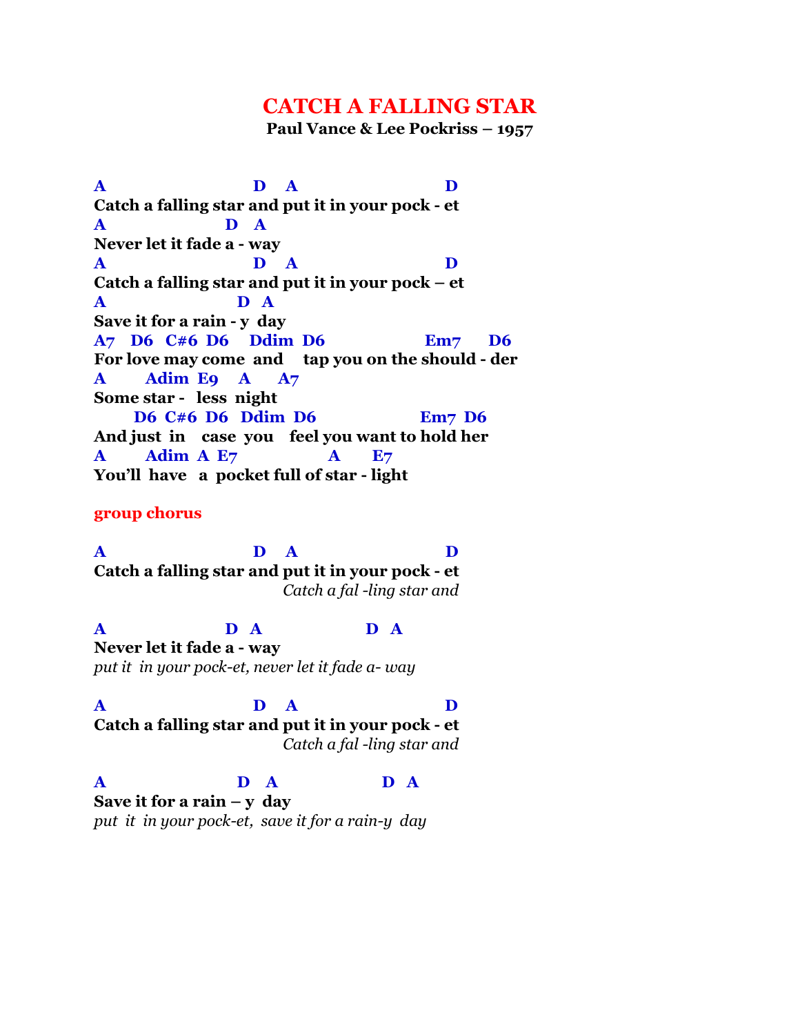# CATCH A FALLING STAR

**Paul Vance & Lee Pockriss – 1957**

```
A                   D   A                   D
Catch a falling star and put it in your pock - et
A                D  A
Never let it fade a - way
A                   D   A                   D
Catch a falling star and put it in your pock – et
A                 D  A
Save it for a rain - y  day
A7  D6  C#6 D6   Ddim D6              Em7    D6
For love may come  and    tap you on the should - der
A      Adim E9   A    A7
Some star -  less night
     D6 C#6 D6  Ddim D6              Em7 D6
And just in   case you   feel you want to hold her
A      Adim A E7           A     E7
You'll have  a pocket full of star - light
```

**group chorus**

```
A                   D   A                   D
Catch a falling star and put it in your pock - et
                                 Catch a fal -ling star and

A                D  A             D  A
Never let it fade a - way
put it in your pock-et, never let it fade a- way

A                   D   A                   D
Catch a falling star and put it in your pock - et
                                 Catch a fal -ling star and

A                 D  A             D  A
Save it for a rain – y  day
put it in your pock-et,  save it for a rain-y  day
```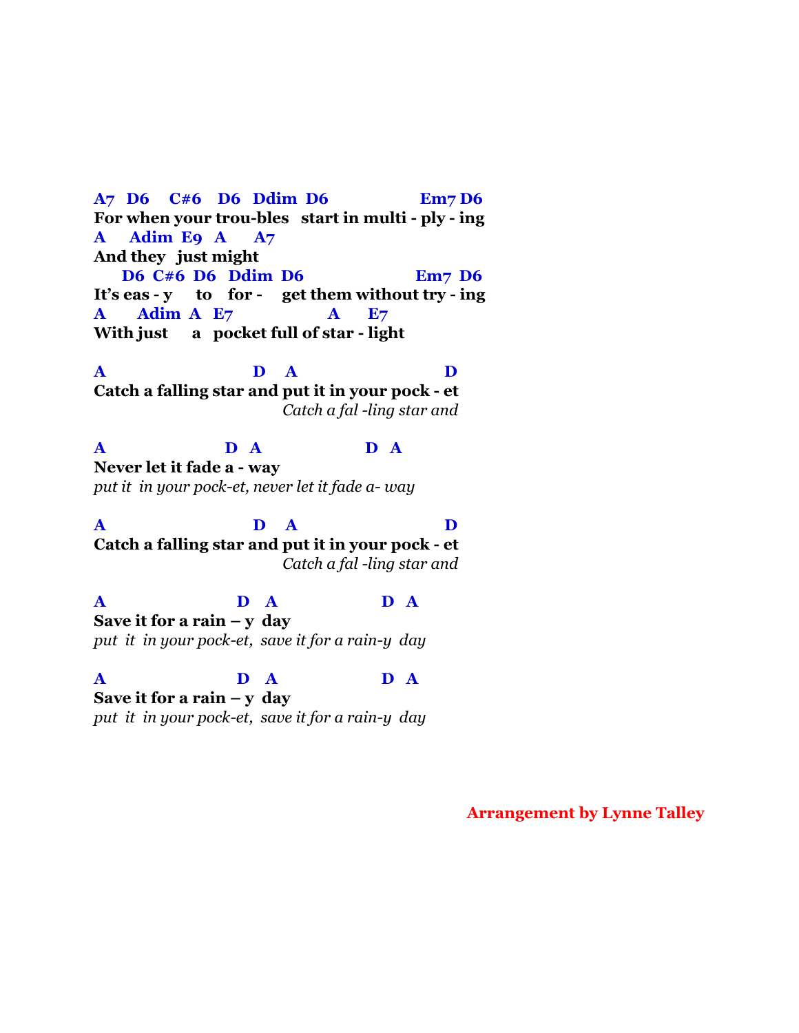```
A7   D6    C#6   D6   Ddim  D6                  Em7 D6
For when your trou-bles   start in multi - ply - ing
A     Adim  E9   A      A7
And they   just might
     D6  C#6  D6   Ddim  D6                    Em7  D6
It's eas - y     to    for -     get them without try - ing
A      Adim  A   E7                  A      E7
With just     a   pocket full of star - light

A                          D    A                        D
Catch a falling star and put it in your pock - et
                                         Catch a fal -ling star and

A                      D   A                  D   A
Never let it fade a - way
put it  in your pock-et, never let it fade a- way

A                          D    A                        D
Catch a falling star and put it in your pock - et
                                         Catch a fal -ling star and

A                        D    A                  D   A
Save it for a rain – y  day
put  it  in your pock-et,  save it for a rain-y  day

A                        D    A                  D   A
Save it for a rain – y  day
put  it  in your pock-et,  save it for a rain-y  day
```

**Arrangement by Lynne Talley**